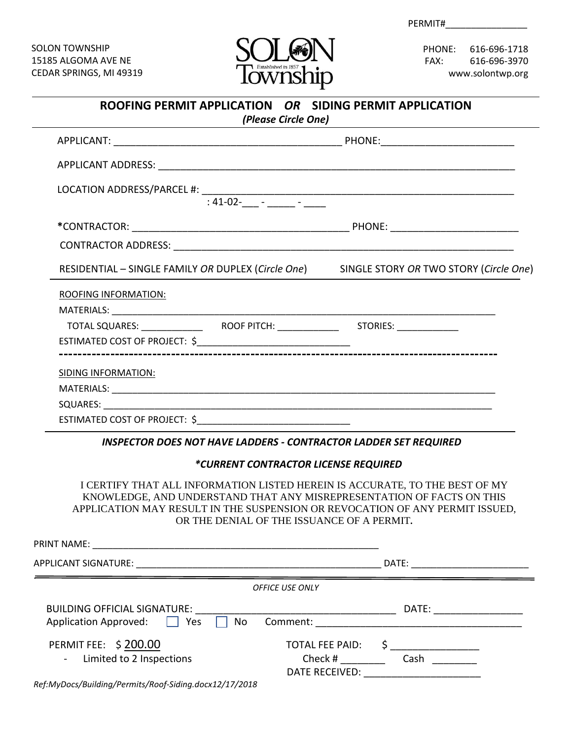PERMIT#________________

SOLON TOWNSHIP
15185 ALGOMA AVE NE
CEDAR SPRINGS, MI 49319

SOLON Township — Established in 1857

PHONE: 616-696-1718
FAX: 616-696-3970
www.solontwp.org

## ROOFING PERMIT APPLICATION *OR* SIDING PERMIT APPLICATION

*(Please Circle One)*

APPLICANT: ________________________________________ PHONE: ________________________

APPLICANT ADDRESS: ________________________________________________________________

LOCATION ADDRESS/PARCEL #: _______________________________________________________
: 41-02-___ - _____ - ____

***CONTRACTOR:** ______________________________________ PHONE: _______________________

CONTRACTOR ADDRESS: ______________________________________________________________

RESIDENTIAL – SINGLE FAMILY *OR* DUPLEX (*Circle One*) SINGLE STORY *OR* TWO STORY (*Circle One*)

ROOFING INFORMATION:

MATERIALS: ______________________________________________________________________

TOTAL SQUARES: ____________ ROOF PITCH: ____________ STORIES: ____________

ESTIMATED COST OF PROJECT: $_____________________________

-------------------------------------------------------------------------------------------

SIDING INFORMATION:

MATERIALS: ______________________________________________________________________

SQUARES: ________________________________________________________________________

ESTIMATED COST OF PROJECT: $_____________________________

***INSPECTOR DOES NOT HAVE LADDERS - CONTRACTOR LADDER SET REQUIRED***

***\*CURRENT CONTRACTOR LICENSE REQUIRED***

I CERTIFY THAT ALL INFORMATION LISTED HEREIN IS ACCURATE, TO THE BEST OF MY KNOWLEDGE, AND UNDERSTAND THAT ANY MISREPRESENTATION OF FACTS ON THIS APPLICATION MAY RESULT IN THE SUSPENSION OR REVOCATION OF ANY PERMIT ISSUED, OR THE DENIAL OF THE ISSUANCE OF A PERMIT.

PRINT NAME: _________________________________________________________

APPLICANT SIGNATURE: _______________________________________________ DATE: _______________________

*OFFICE USE ONLY*

BUILDING OFFICIAL SIGNATURE: ___________________________________ DATE: ________________

Application Approved: ☐ Yes ☐ No Comment: ____________________________________

PERMIT FEE: $ 200.00
- Limited to 2 Inspections

TOTAL FEE PAID: $ ________________
Check # ________ Cash ________
DATE RECEIVED: _____________________

*Ref:MyDocs/Building/Permits/Roof-Siding.docx12/17/2018*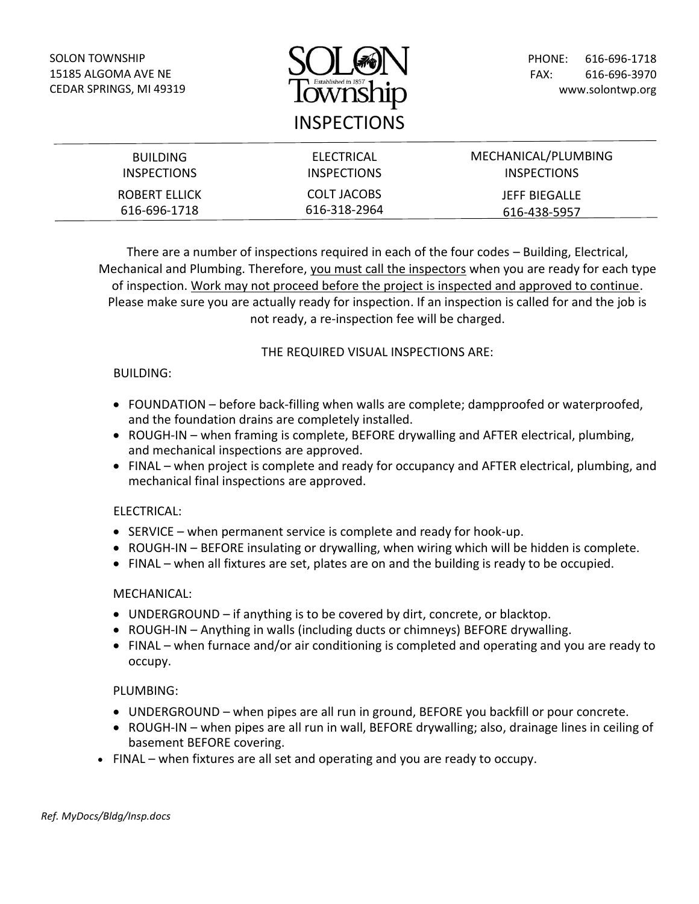SOLON TOWNSHIP
15185 ALGOMA AVE NE
CEDAR SPRINGS, MI 49319

# SOLON Township
Established in 1857

# INSPECTIONS

PHONE: 616-696-1718
FAX: 616-696-3970
www.solontwp.org

| BUILDING INSPECTIONS | ELECTRICAL INSPECTIONS | MECHANICAL/PLUMBING INSPECTIONS |
|---|---|---|
| ROBERT ELLICK 616-696-1718 | COLT JACOBS 616-318-2964 | JEFF BIEGALLE 616-438-5957 |

There are a number of inspections required in each of the four codes – Building, Electrical, Mechanical and Plumbing. Therefore, you must call the inspectors when you are ready for each type of inspection. Work may not proceed before the project is inspected and approved to continue. Please make sure you are actually ready for inspection. If an inspection is called for and the job is not ready, a re-inspection fee will be charged.

THE REQUIRED VISUAL INSPECTIONS ARE:

BUILDING:

- FOUNDATION – before back-filling when walls are complete; dampproofed or waterproofed, and the foundation drains are completely installed.
- ROUGH-IN – when framing is complete, BEFORE drywalling and AFTER electrical, plumbing, and mechanical inspections are approved.
- FINAL – when project is complete and ready for occupancy and AFTER electrical, plumbing, and mechanical final inspections are approved.

ELECTRICAL:

- SERVICE – when permanent service is complete and ready for hook-up.
- ROUGH-IN – BEFORE insulating or drywalling, when wiring which will be hidden is complete.
- FINAL – when all fixtures are set, plates are on and the building is ready to be occupied.

MECHANICAL:

- UNDERGROUND – if anything is to be covered by dirt, concrete, or blacktop.
- ROUGH-IN – Anything in walls (including ducts or chimneys) BEFORE drywalling.
- FINAL – when furnace and/or air conditioning is completed and operating and you are ready to occupy.

PLUMBING:

- UNDERGROUND – when pipes are all run in ground, BEFORE you backfill or pour concrete.
- ROUGH-IN – when pipes are all run in wall, BEFORE drywalling; also, drainage lines in ceiling of basement BEFORE covering.
- FINAL – when fixtures are all set and operating and you are ready to occupy.

*Ref. MyDocs/Bldg/Insp.docs*